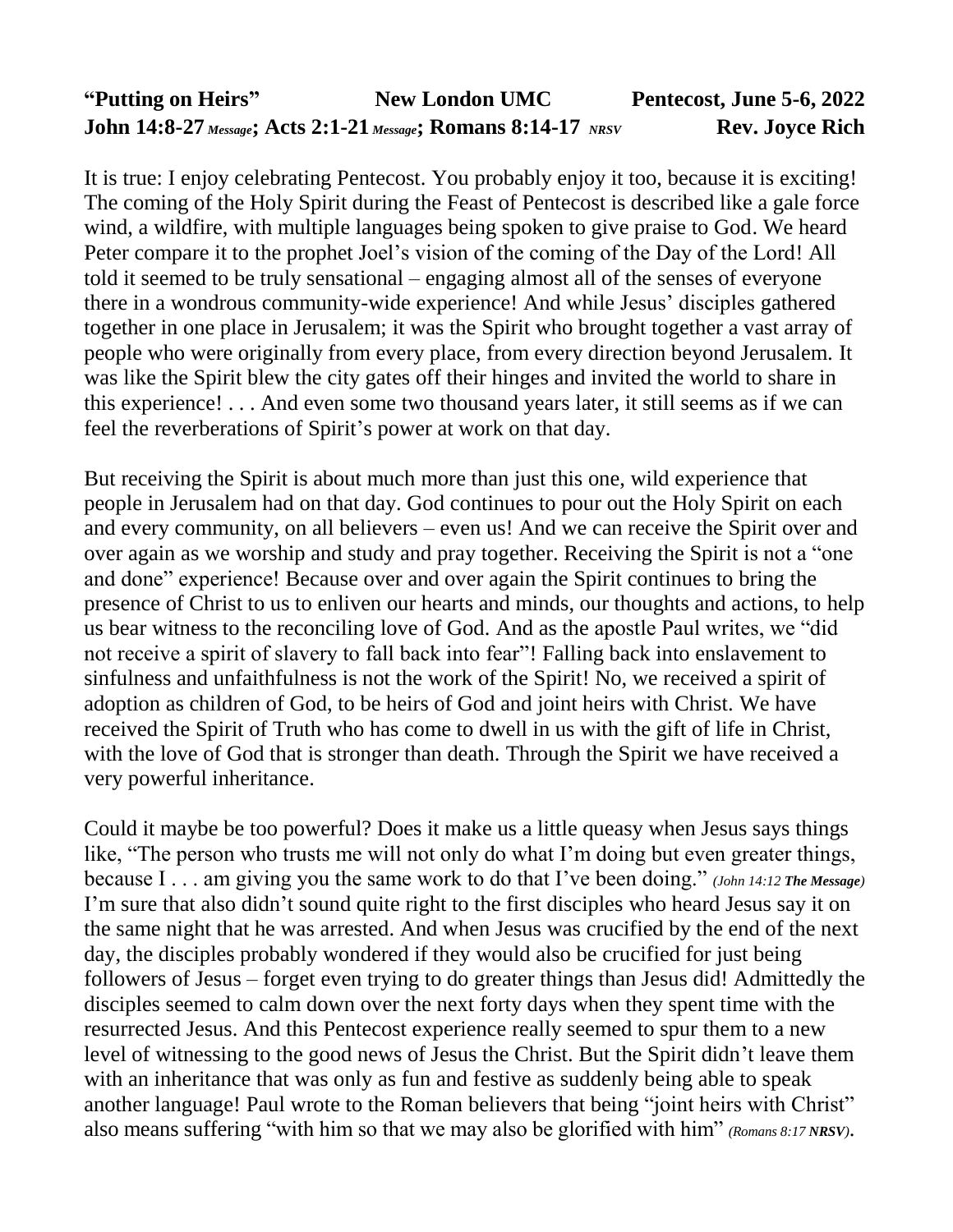**"Putting on Heirs"** **New London UMC** **Pentecost, June 5-6, 2022**
**John 14:8-27** *Message*; **Acts 2:1-21** *Message*; **Romans 8:14-17** *NRSV* **Rev. Joyce Rich**

It is true: I enjoy celebrating Pentecost. You probably enjoy it too, because it is exciting! The coming of the Holy Spirit during the Feast of Pentecost is described like a gale force wind, a wildfire, with multiple languages being spoken to give praise to God. We heard Peter compare it to the prophet Joel's vision of the coming of the Day of the Lord! All told it seemed to be truly sensational – engaging almost all of the senses of everyone there in a wondrous community-wide experience! And while Jesus' disciples gathered together in one place in Jerusalem; it was the Spirit who brought together a vast array of people who were originally from every place, from every direction beyond Jerusalem. It was like the Spirit blew the city gates off their hinges and invited the world to share in this experience! . . . And even some two thousand years later, it still seems as if we can feel the reverberations of Spirit's power at work on that day.

But receiving the Spirit is about much more than just this one, wild experience that people in Jerusalem had on that day. God continues to pour out the Holy Spirit on each and every community, on all believers – even us! And we can receive the Spirit over and over again as we worship and study and pray together. Receiving the Spirit is not a "one and done" experience! Because over and over again the Spirit continues to bring the presence of Christ to us to enliven our hearts and minds, our thoughts and actions, to help us bear witness to the reconciling love of God. And as the apostle Paul writes, we "did not receive a spirit of slavery to fall back into fear"! Falling back into enslavement to sinfulness and unfaithfulness is not the work of the Spirit! No, we received a spirit of adoption as children of God, to be heirs of God and joint heirs with Christ. We have received the Spirit of Truth who has come to dwell in us with the gift of life in Christ, with the love of God that is stronger than death. Through the Spirit we have received a very powerful inheritance.

Could it maybe be too powerful? Does it make us a little queasy when Jesus says things like, "The person who trusts me will not only do what I'm doing but even greater things, because I . . . am giving you the same work to do that I've been doing." *(John 14:12 **The Message**)* I'm sure that also didn't sound quite right to the first disciples who heard Jesus say it on the same night that he was arrested. And when Jesus was crucified by the end of the next day, the disciples probably wondered if they would also be crucified for just being followers of Jesus – forget even trying to do greater things than Jesus did! Admittedly the disciples seemed to calm down over the next forty days when they spent time with the resurrected Jesus. And this Pentecost experience really seemed to spur them to a new level of witnessing to the good news of Jesus the Christ. But the Spirit didn't leave them with an inheritance that was only as fun and festive as suddenly being able to speak another language! Paul wrote to the Roman believers that being "joint heirs with Christ" also means suffering "with him so that we may also be glorified with him" *(Romans 8:17 **NRSV**)*.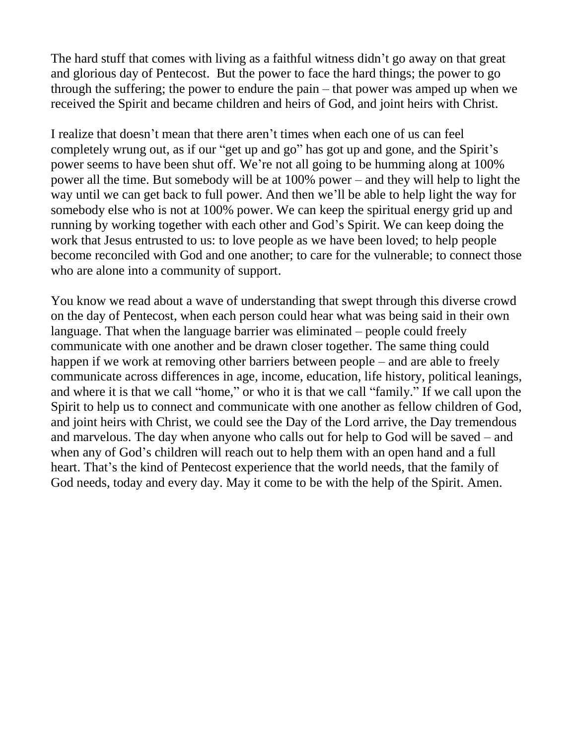The hard stuff that comes with living as a faithful witness didn't go away on that great and glorious day of Pentecost. But the power to face the hard things; the power to go through the suffering; the power to endure the pain – that power was amped up when we received the Spirit and became children and heirs of God, and joint heirs with Christ.

I realize that doesn't mean that there aren't times when each one of us can feel completely wrung out, as if our "get up and go" has got up and gone, and the Spirit's power seems to have been shut off. We're not all going to be humming along at 100% power all the time. But somebody will be at 100% power – and they will help to light the way until we can get back to full power. And then we'll be able to help light the way for somebody else who is not at 100% power. We can keep the spiritual energy grid up and running by working together with each other and God's Spirit. We can keep doing the work that Jesus entrusted to us: to love people as we have been loved; to help people become reconciled with God and one another; to care for the vulnerable; to connect those who are alone into a community of support.

You know we read about a wave of understanding that swept through this diverse crowd on the day of Pentecost, when each person could hear what was being said in their own language. That when the language barrier was eliminated – people could freely communicate with one another and be drawn closer together. The same thing could happen if we work at removing other barriers between people – and are able to freely communicate across differences in age, income, education, life history, political leanings, and where it is that we call "home," or who it is that we call "family." If we call upon the Spirit to help us to connect and communicate with one another as fellow children of God, and joint heirs with Christ, we could see the Day of the Lord arrive, the Day tremendous and marvelous. The day when anyone who calls out for help to God will be saved – and when any of God's children will reach out to help them with an open hand and a full heart. That's the kind of Pentecost experience that the world needs, that the family of God needs, today and every day. May it come to be with the help of the Spirit. Amen.